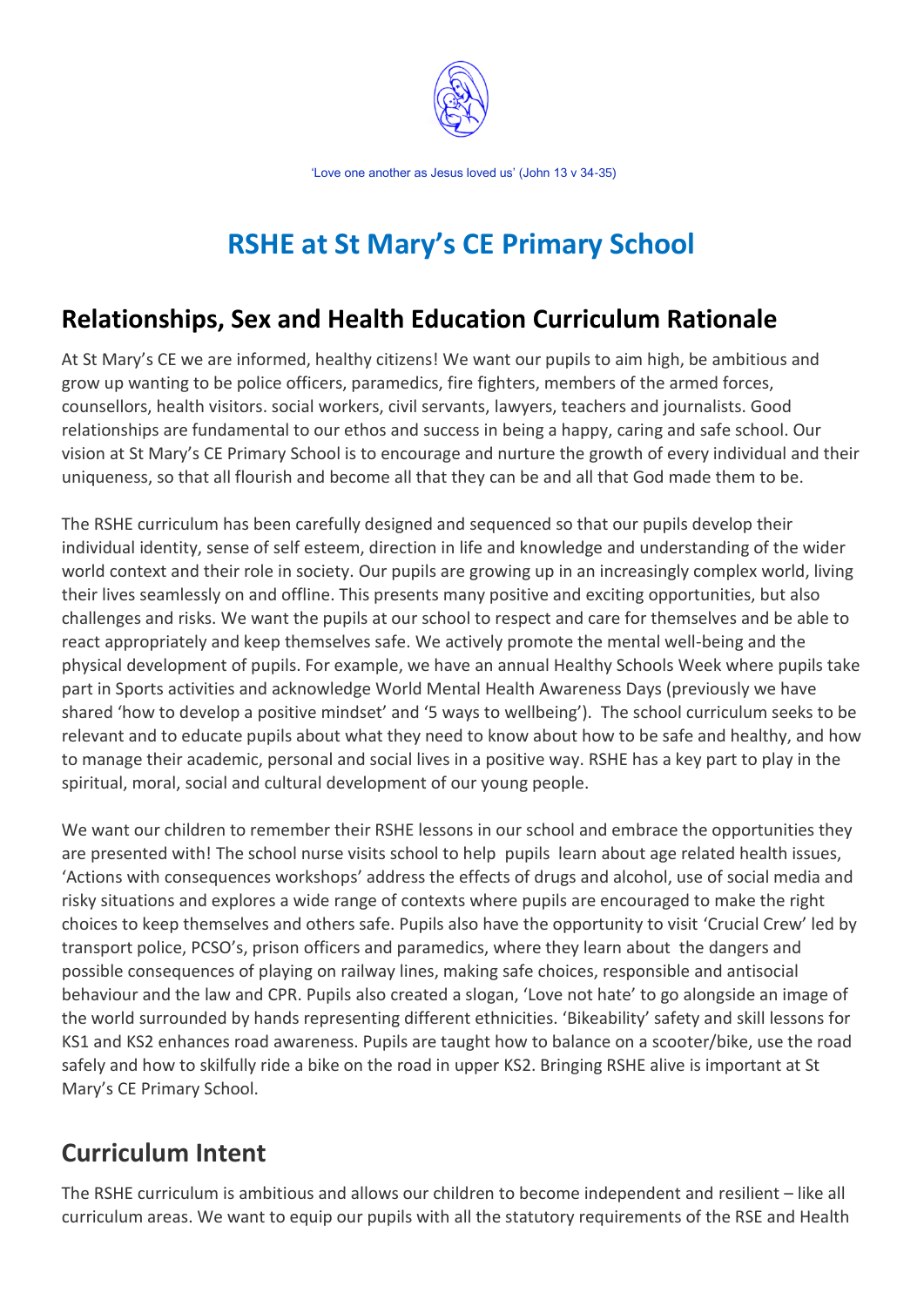'Love one another as Jesus loved us' (John 13 v 34-35)

# RSHE at St Mary's CE Primary School

## Relationships, Sex and Health Education Curriculum Rationale

At St Mary's CE we are informed, healthy citizens! We want our pupils to aim high, be ambitious and grow up wanting to be police officers, paramedics, fire fighters, members of the armed forces, counsellors, health visitors. social workers, civil servants, lawyers, teachers and journalists. Good relationships are fundamental to our ethos and success in being a happy, caring and safe school. Our vision at St Mary's CE Primary School is to encourage and nurture the growth of every individual and their uniqueness, so that all flourish and become all that they can be and all that God made them to be.

The RSHE curriculum has been carefully designed and sequenced so that our pupils develop their individual identity, sense of self esteem, direction in life and knowledge and understanding of the wider world context and their role in society. Our pupils are growing up in an increasingly complex world, living their lives seamlessly on and offline. This presents many positive and exciting opportunities, but also challenges and risks. We want the pupils at our school to respect and care for themselves and be able to react appropriately and keep themselves safe. We actively promote the mental well-being and the physical development of pupils. For example, we have an annual Healthy Schools Week where pupils take part in Sports activities and acknowledge World Mental Health Awareness Days (previously we have shared 'how to develop a positive mindset' and '5 ways to wellbeing'). The school curriculum seeks to be relevant and to educate pupils about what they need to know about how to be safe and healthy, and how to manage their academic, personal and social lives in a positive way. RSHE has a key part to play in the spiritual, moral, social and cultural development of our young people.

We want our children to remember their RSHE lessons in our school and embrace the opportunities they are presented with! The school nurse visits school to help pupils learn about age related health issues, 'Actions with consequences workshops' address the effects of drugs and alcohol, use of social media and risky situations and explores a wide range of contexts where pupils are encouraged to make the right choices to keep themselves and others safe. Pupils also have the opportunity to visit 'Crucial Crew' led by transport police, PCSO's, prison officers and paramedics, where they learn about the dangers and possible consequences of playing on railway lines, making safe choices, responsible and antisocial behaviour and the law and CPR. Pupils also created a slogan, 'Love not hate' to go alongside an image of the world surrounded by hands representing different ethnicities. 'Bikeability' safety and skill lessons for KS1 and KS2 enhances road awareness. Pupils are taught how to balance on a scooter/bike, use the road safely and how to skilfully ride a bike on the road in upper KS2. Bringing RSHE alive is important at St Mary's CE Primary School.

## Curriculum Intent

The RSHE curriculum is ambitious and allows our children to become independent and resilient – like all curriculum areas. We want to equip our pupils with all the statutory requirements of the RSE and Health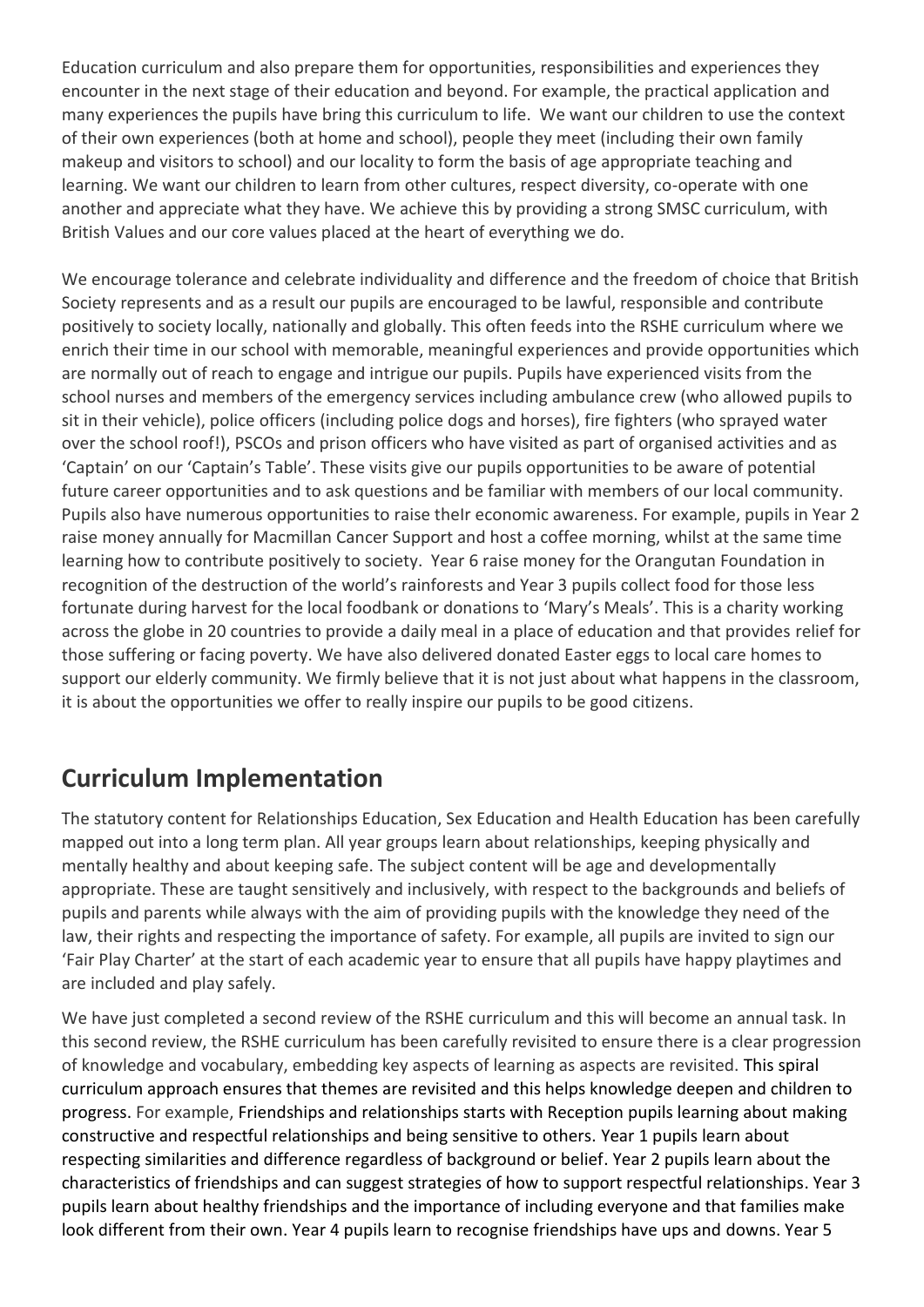Education curriculum and also prepare them for opportunities, responsibilities and experiences they encounter in the next stage of their education and beyond. For example, the practical application and many experiences the pupils have bring this curriculum to life. We want our children to use the context of their own experiences (both at home and school), people they meet (including their own family makeup and visitors to school) and our locality to form the basis of age appropriate teaching and learning. We want our children to learn from other cultures, respect diversity, co-operate with one another and appreciate what they have. We achieve this by providing a strong SMSC curriculum, with British Values and our core values placed at the heart of everything we do.

We encourage tolerance and celebrate individuality and difference and the freedom of choice that British Society represents and as a result our pupils are encouraged to be lawful, responsible and contribute positively to society locally, nationally and globally. This often feeds into the RSHE curriculum where we enrich their time in our school with memorable, meaningful experiences and provide opportunities which are normally out of reach to engage and intrigue our pupils. Pupils have experienced visits from the school nurses and members of the emergency services including ambulance crew (who allowed pupils to sit in their vehicle), police officers (including police dogs and horses), fire fighters (who sprayed water over the school roof!), PSCOs and prison officers who have visited as part of organised activities and as 'Captain' on our 'Captain's Table'. These visits give our pupils opportunities to be aware of potential future career opportunities and to ask questions and be familiar with members of our local community. Pupils also have numerous opportunities to raise theIr economic awareness. For example, pupils in Year 2 raise money annually for Macmillan Cancer Support and host a coffee morning, whilst at the same time learning how to contribute positively to society. Year 6 raise money for the Orangutan Foundation in recognition of the destruction of the world's rainforests and Year 3 pupils collect food for those less fortunate during harvest for the local foodbank or donations to 'Mary's Meals'. This is a charity working across the globe in 20 countries to provide a daily meal in a place of education and that provides relief for those suffering or facing poverty. We have also delivered donated Easter eggs to local care homes to support our elderly community. We firmly believe that it is not just about what happens in the classroom, it is about the opportunities we offer to really inspire our pupils to be good citizens.

## Curriculum Implementation

The statutory content for Relationships Education, Sex Education and Health Education has been carefully mapped out into a long term plan. All year groups learn about relationships, keeping physically and mentally healthy and about keeping safe. The subject content will be age and developmentally appropriate. These are taught sensitively and inclusively, with respect to the backgrounds and beliefs of pupils and parents while always with the aim of providing pupils with the knowledge they need of the law, their rights and respecting the importance of safety. For example, all pupils are invited to sign our 'Fair Play Charter' at the start of each academic year to ensure that all pupils have happy playtimes and are included and play safely.

We have just completed a second review of the RSHE curriculum and this will become an annual task. In this second review, the RSHE curriculum has been carefully revisited to ensure there is a clear progression of knowledge and vocabulary, embedding key aspects of learning as aspects are revisited. This spiral curriculum approach ensures that themes are revisited and this helps knowledge deepen and children to progress. For example, Friendships and relationships starts with Reception pupils learning about making constructive and respectful relationships and being sensitive to others. Year 1 pupils learn about respecting similarities and difference regardless of background or belief. Year 2 pupils learn about the characteristics of friendships and can suggest strategies of how to support respectful relationships. Year 3 pupils learn about healthy friendships and the importance of including everyone and that families make look different from their own. Year 4 pupils learn to recognise friendships have ups and downs. Year 5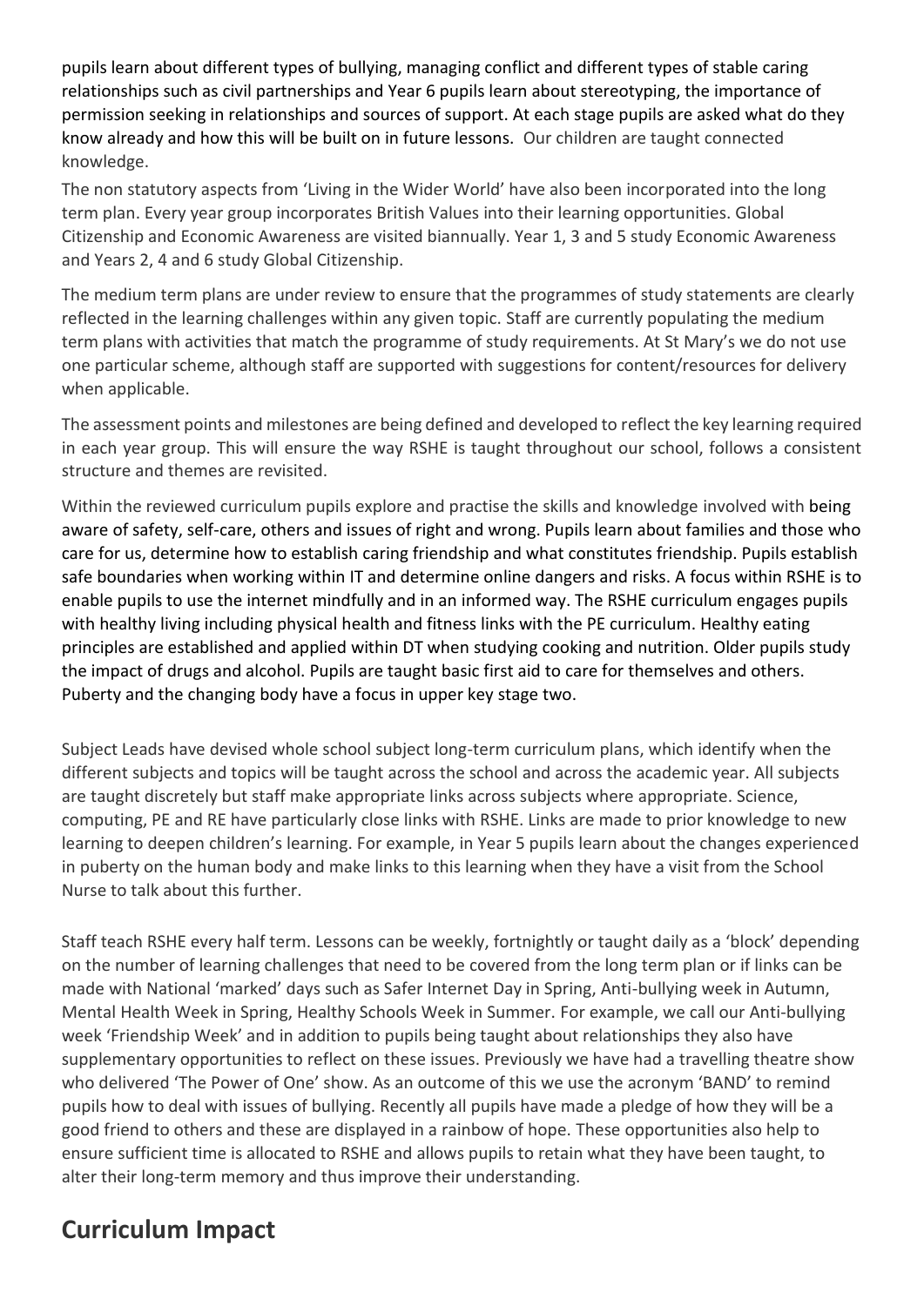pupils learn about different types of bullying, managing conflict and different types of stable caring relationships such as civil partnerships and Year 6 pupils learn about stereotyping, the importance of permission seeking in relationships and sources of support. At each stage pupils are asked what do they know already and how this will be built on in future lessons. Our children are taught connected knowledge.

The non statutory aspects from 'Living in the Wider World' have also been incorporated into the long term plan. Every year group incorporates British Values into their learning opportunities. Global Citizenship and Economic Awareness are visited biannually. Year 1, 3 and 5 study Economic Awareness and Years 2, 4 and 6 study Global Citizenship.

The medium term plans are under review to ensure that the programmes of study statements are clearly reflected in the learning challenges within any given topic. Staff are currently populating the medium term plans with activities that match the programme of study requirements. At St Mary's we do not use one particular scheme, although staff are supported with suggestions for content/resources for delivery when applicable.

The assessment points and milestones are being defined and developed to reflect the key learning required in each year group. This will ensure the way RSHE is taught throughout our school, follows a consistent structure and themes are revisited.

Within the reviewed curriculum pupils explore and practise the skills and knowledge involved with being aware of safety, self-care, others and issues of right and wrong. Pupils learn about families and those who care for us, determine how to establish caring friendship and what constitutes friendship. Pupils establish safe boundaries when working within IT and determine online dangers and risks. A focus within RSHE is to enable pupils to use the internet mindfully and in an informed way. The RSHE curriculum engages pupils with healthy living including physical health and fitness links with the PE curriculum. Healthy eating principles are established and applied within DT when studying cooking and nutrition. Older pupils study the impact of drugs and alcohol. Pupils are taught basic first aid to care for themselves and others. Puberty and the changing body have a focus in upper key stage two.

Subject Leads have devised whole school subject long-term curriculum plans, which identify when the different subjects and topics will be taught across the school and across the academic year. All subjects are taught discretely but staff make appropriate links across subjects where appropriate. Science, computing, PE and RE have particularly close links with RSHE. Links are made to prior knowledge to new learning to deepen children's learning. For example, in Year 5 pupils learn about the changes experienced in puberty on the human body and make links to this learning when they have a visit from the School Nurse to talk about this further.

Staff teach RSHE every half term. Lessons can be weekly, fortnightly or taught daily as a 'block' depending on the number of learning challenges that need to be covered from the long term plan or if links can be made with National 'marked' days such as Safer Internet Day in Spring, Anti-bullying week in Autumn, Mental Health Week in Spring, Healthy Schools Week in Summer. For example, we call our Anti-bullying week 'Friendship Week' and in addition to pupils being taught about relationships they also have supplementary opportunities to reflect on these issues. Previously we have had a travelling theatre show who delivered 'The Power of One' show. As an outcome of this we use the acronym 'BAND' to remind pupils how to deal with issues of bullying. Recently all pupils have made a pledge of how they will be a good friend to others and these are displayed in a rainbow of hope. These opportunities also help to ensure sufficient time is allocated to RSHE and allows pupils to retain what they have been taught, to alter their long-term memory and thus improve their understanding.

## Curriculum Impact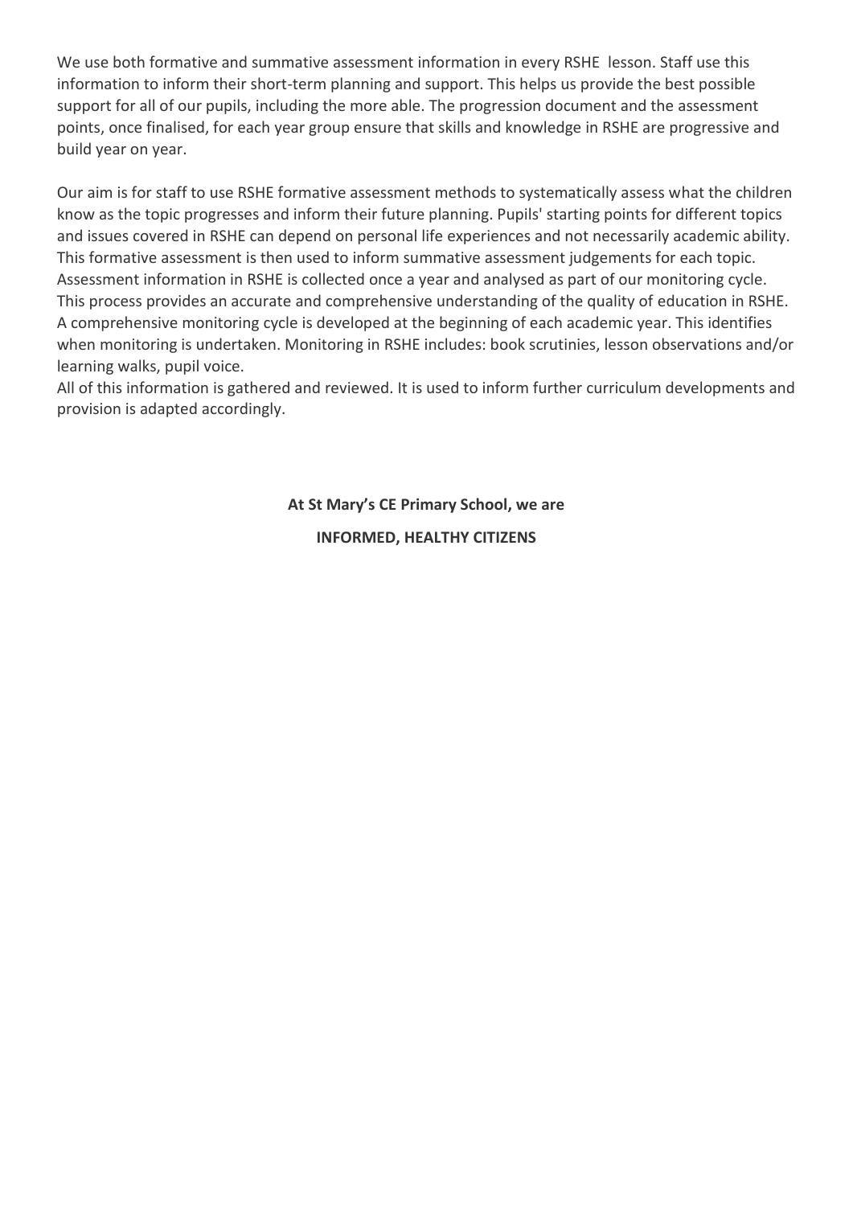We use both formative and summative assessment information in every RSHE lesson. Staff use this information to inform their short-term planning and support. This helps us provide the best possible support for all of our pupils, including the more able. The progression document and the assessment points, once finalised, for each year group ensure that skills and knowledge in RSHE are progressive and build year on year.

Our aim is for staff to use RSHE formative assessment methods to systematically assess what the children know as the topic progresses and inform their future planning. Pupils' starting points for different topics and issues covered in RSHE can depend on personal life experiences and not necessarily academic ability. This formative assessment is then used to inform summative assessment judgements for each topic. Assessment information in RSHE is collected once a year and analysed as part of our monitoring cycle. This process provides an accurate and comprehensive understanding of the quality of education in RSHE. A comprehensive monitoring cycle is developed at the beginning of each academic year. This identifies when monitoring is undertaken. Monitoring in RSHE includes: book scrutinies, lesson observations and/or learning walks, pupil voice.
All of this information is gathered and reviewed. It is used to inform further curriculum developments and provision is adapted accordingly.

**At St Mary's CE Primary School, we are**

**INFORMED, HEALTHY CITIZENS**